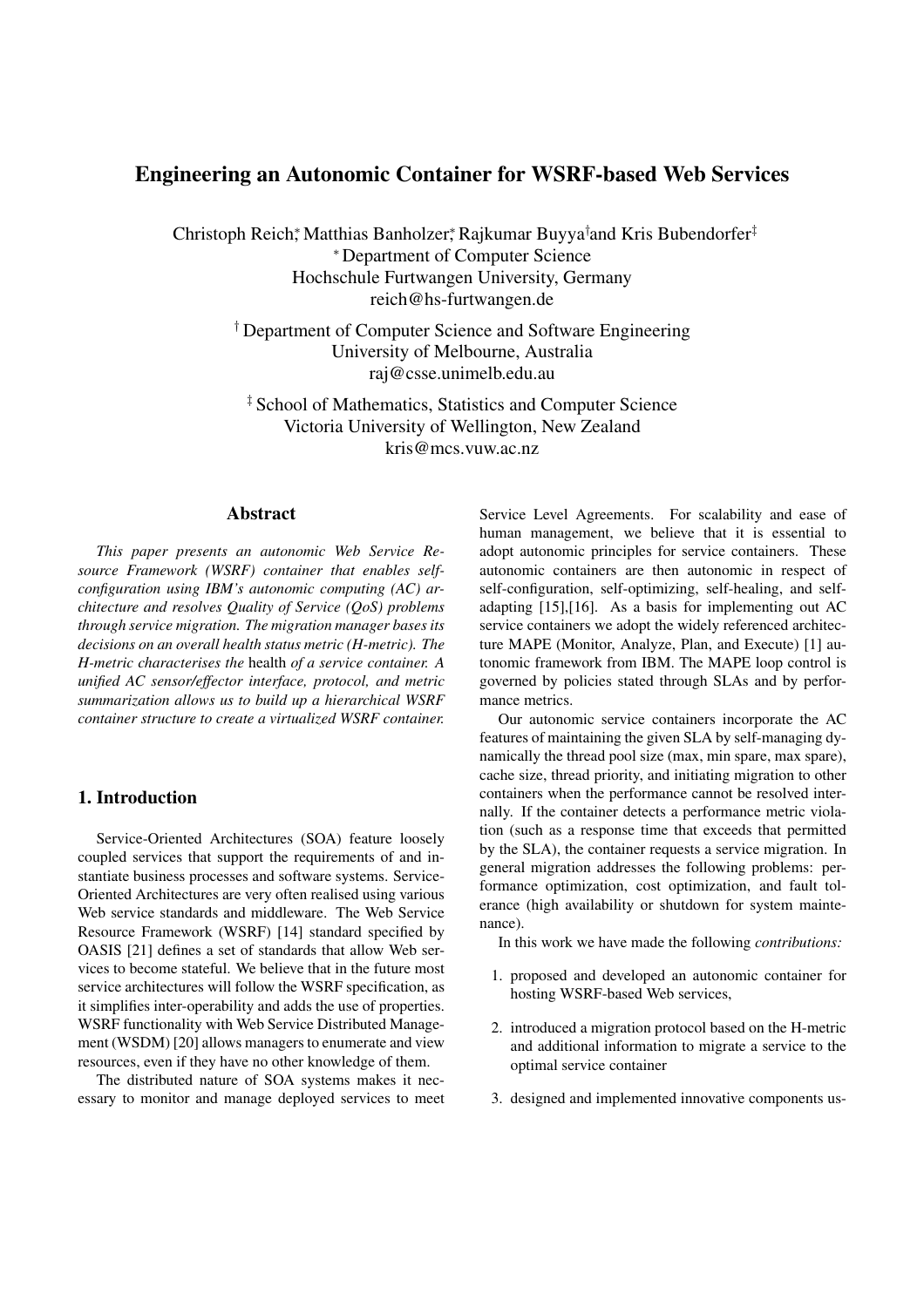# Engineering an Autonomic Container for WSRF-based Web Services

Christoph Reich*, Matthias Banholzer*, Rajkumar Buyya† and Kris Bubendorfer‡

* Department of Computer Science
Hochschule Furtwangen University, Germany
reich@hs-furtwangen.de

† Department of Computer Science and Software Engineering
University of Melbourne, Australia
raj@csse.unimelb.edu.au

‡ School of Mathematics, Statistics and Computer Science
Victoria University of Wellington, New Zealand
kris@mcs.vuw.ac.nz

## Abstract

*This paper presents an autonomic Web Service Resource Framework (WSRF) container that enables self-configuration using IBM's autonomic computing (AC) architecture and resolves Quality of Service (QoS) problems through service migration. The migration manager bases its decisions on an overall health status metric (H-metric). The H-metric characterises the* health *of a service container. A unified AC sensor/effector interface, protocol, and metric summarization allows us to build up a hierarchical WSRF container structure to create a virtualized WSRF container.*

## 1. Introduction

Service-Oriented Architectures (SOA) feature loosely coupled services that support the requirements of and instantiate business processes and software systems. Service-Oriented Architectures are very often realised using various Web service standards and middleware. The Web Service Resource Framework (WSRF) [14] standard specified by OASIS [21] defines a set of standards that allow Web services to become stateful. We believe that in the future most service architectures will follow the WSRF specification, as it simplifies inter-operability and adds the use of properties. WSRF functionality with Web Service Distributed Management (WSDM) [20] allows managers to enumerate and view resources, even if they have no other knowledge of them.

The distributed nature of SOA systems makes it necessary to monitor and manage deployed services to meet Service Level Agreements. For scalability and ease of human management, we believe that it is essential to adopt autonomic principles for service containers. These autonomic containers are then autonomic in respect of self-configuration, self-optimizing, self-healing, and self-adapting [15],[16]. As a basis for implementing out AC service containers we adopt the widely referenced architecture MAPE (Monitor, Analyze, Plan, and Execute) [1] autonomic framework from IBM. The MAPE loop control is governed by policies stated through SLAs and by performance metrics.

Our autonomic service containers incorporate the AC features of maintaining the given SLA by self-managing dynamically the thread pool size (max, min spare, max spare), cache size, thread priority, and initiating migration to other containers when the performance cannot be resolved internally. If the container detects a performance metric violation (such as a response time that exceeds that permitted by the SLA), the container requests a service migration. In general migration addresses the following problems: performance optimization, cost optimization, and fault tolerance (high availability or shutdown for system maintenance).

In this work we have made the following *contributions:*

1. proposed and developed an autonomic container for hosting WSRF-based Web services,
2. introduced a migration protocol based on the H-metric and additional information to migrate a service to the optimal service container
3. designed and implemented innovative components us-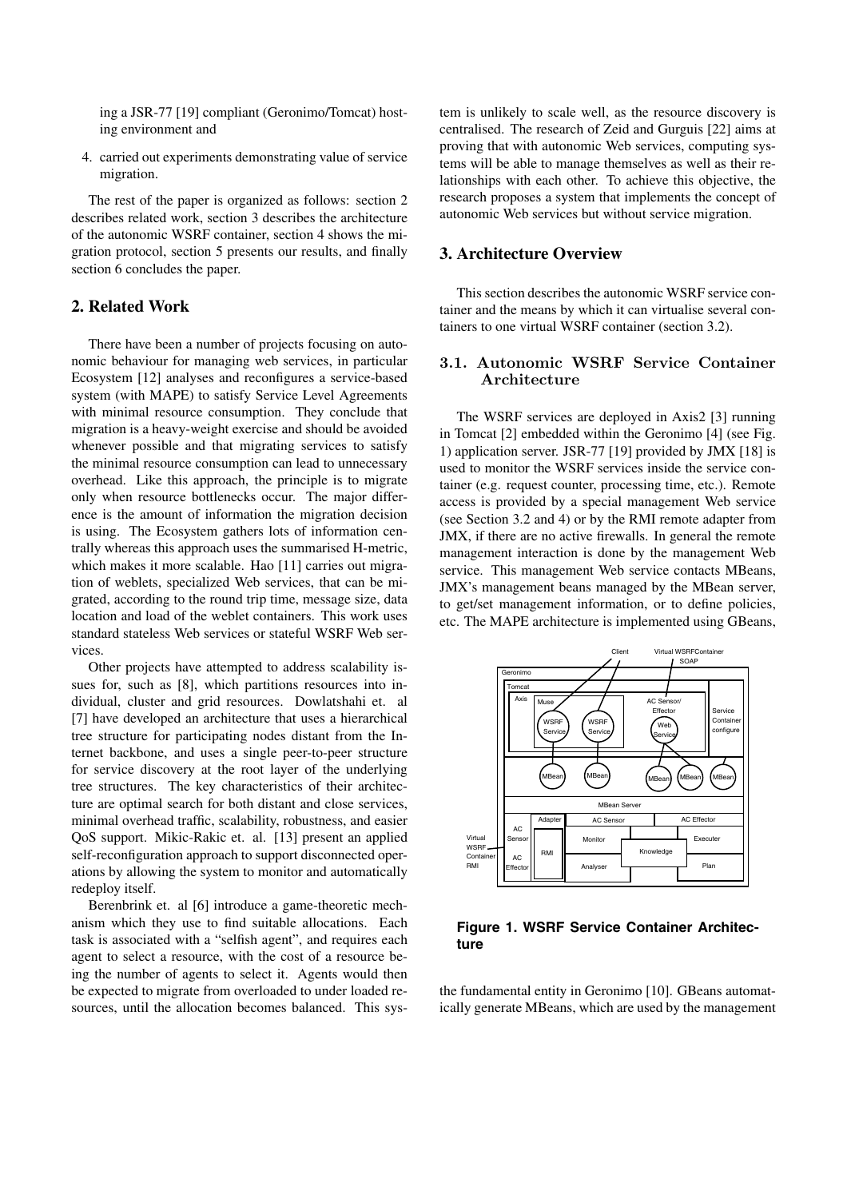ing a JSR-77 [19] compliant (Geronimo/Tomcat) hosting environment and

4. carried out experiments demonstrating value of service migration.

The rest of the paper is organized as follows: section 2 describes related work, section 3 describes the architecture of the autonomic WSRF container, section 4 shows the migration protocol, section 5 presents our results, and finally section 6 concludes the paper.

## 2. Related Work

There have been a number of projects focusing on autonomic behaviour for managing web services, in particular Ecosystem [12] analyses and reconfigures a service-based system (with MAPE) to satisfy Service Level Agreements with minimal resource consumption. They conclude that migration is a heavy-weight exercise and should be avoided whenever possible and that migrating services to satisfy the minimal resource consumption can lead to unnecessary overhead. Like this approach, the principle is to migrate only when resource bottlenecks occur. The major difference is the amount of information the migration decision is using. The Ecosystem gathers lots of information centrally whereas this approach uses the summarised H-metric, which makes it more scalable. Hao [11] carries out migration of weblets, specialized Web services, that can be migrated, according to the round trip time, message size, data location and load of the weblet containers. This work uses standard stateless Web services or stateful WSRF Web services.

Other projects have attempted to address scalability issues for, such as [8], which partitions resources into individual, cluster and grid resources. Dowlatshahi et. al [7] have developed an architecture that uses a hierarchical tree structure for participating nodes distant from the Internet backbone, and uses a single peer-to-peer structure for service discovery at the root layer of the underlying tree structures. The key characteristics of their architecture are optimal search for both distant and close services, minimal overhead traffic, scalability, robustness, and easier QoS support. Mikic-Rakic et. al. [13] present an applied self-reconfiguration approach to support disconnected operations by allowing the system to monitor and automatically redeploy itself.

Berenbrink et. al [6] introduce a game-theoretic mechanism which they use to find suitable allocations. Each task is associated with a "selfish agent", and requires each agent to select a resource, with the cost of a resource being the number of agents to select it. Agents would then be expected to migrate from overloaded to under loaded resources, until the allocation becomes balanced. This system is unlikely to scale well, as the resource discovery is centralised. The research of Zeid and Gurguis [22] aims at proving that with autonomic Web services, computing systems will be able to manage themselves as well as their relationships with each other. To achieve this objective, the research proposes a system that implements the concept of autonomic Web services but without service migration.

## 3. Architecture Overview

This section describes the autonomic WSRF service container and the means by which it can virtualise several containers to one virtual WSRF container (section 3.2).

### 3.1. Autonomic WSRF Service Container Architecture

The WSRF services are deployed in Axis2 [3] running in Tomcat [2] embedded within the Geronimo [4] (see Fig. 1) application server. JSR-77 [19] provided by JMX [18] is used to monitor the WSRF services inside the service container (e.g. request counter, processing time, etc.). Remote access is provided by a special management Web service (see Section 3.2 and 4) or by the RMI remote adapter from JMX, if there are no active firewalls. In general the remote management interaction is done by the management Web service. This management Web service contacts MBeans, JMX's management beans managed by the MBean server, to get/set management information, or to define policies, etc. The MAPE architecture is implemented using GBeans,

**Figure 1. WSRF Service Container Architecture**

the fundamental entity in Geronimo [10]. GBeans automatically generate MBeans, which are used by the management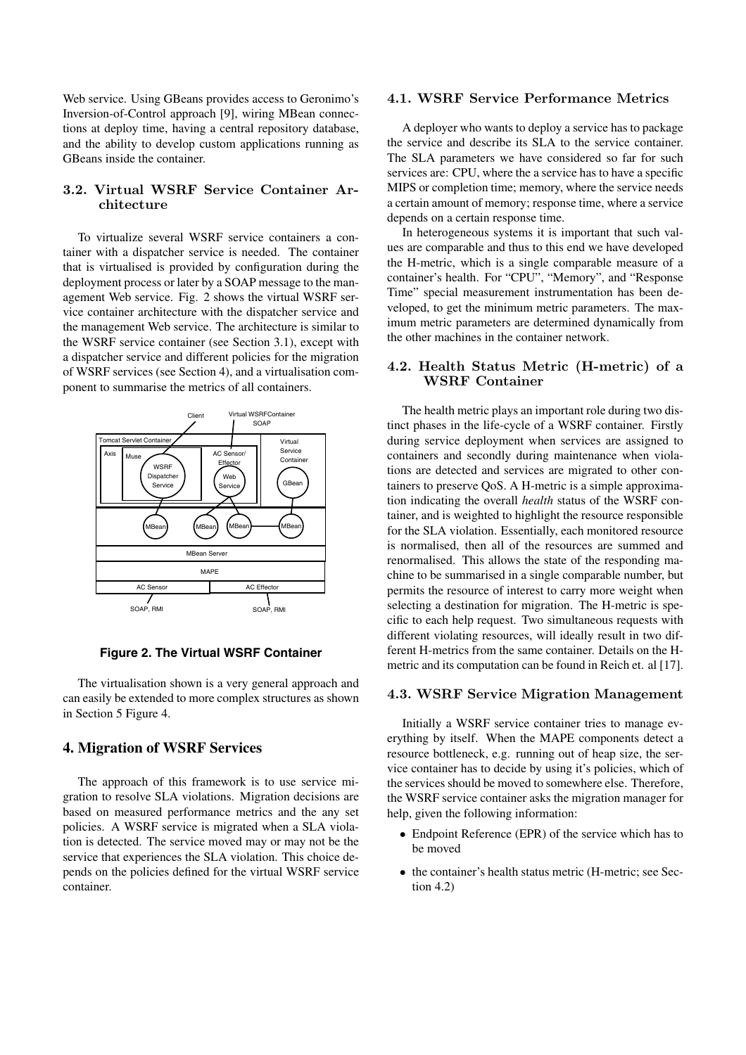Web service. Using GBeans provides access to Geronimo's Inversion-of-Control approach [9], wiring MBean connections at deploy time, having a central repository database, and the ability to develop custom applications running as GBeans inside the container.

### 3.2. Virtual WSRF Service Container Architecture

To virtualize several WSRF service containers a container with a dispatcher service is needed. The container that is virtualised is provided by configuration during the deployment process or later by a SOAP message to the management Web service. Fig. 2 shows the virtual WSRF service container architecture with the dispatcher service and the management Web service. The architecture is similar to the WSRF service container (see Section 3.1), except with a dispatcher service and different policies for the migration of WSRF services (see Section 4), and a virtualisation component to summarise the metrics of all containers.

**Figure 2. The Virtual WSRF Container**

The virtualisation shown is a very general approach and can easily be extended to more complex structures as shown in Section 5 Figure 4.

## 4. Migration of WSRF Services

The approach of this framework is to use service migration to resolve SLA violations. Migration decisions are based on measured performance metrics and the any set policies. A WSRF service is migrated when a SLA violation is detected. The service moved may or may not be the service that experiences the SLA violation. This choice depends on the policies defined for the virtual WSRF service container.

### 4.1. WSRF Service Performance Metrics

A deployer who wants to deploy a service has to package the service and describe its SLA to the service container. The SLA parameters we have considered so far for such services are: CPU, where the a service has to have a specific MIPS or completion time; memory, where the service needs a certain amount of memory; response time, where a service depends on a certain response time.

In heterogeneous systems it is important that such values are comparable and thus to this end we have developed the H-metric, which is a single comparable measure of a container's health. For "CPU", "Memory", and "Response Time" special measurement instrumentation has been developed, to get the minimum metric parameters. The maximum metric parameters are determined dynamically from the other machines in the container network.

### 4.2. Health Status Metric (H-metric) of a WSRF Container

The health metric plays an important role during two distinct phases in the life-cycle of a WSRF container. Firstly during service deployment when services are assigned to containers and secondly during maintenance when violations are detected and services are migrated to other containers to preserve QoS. A H-metric is a simple approximation indicating the overall *health* status of the WSRF container, and is weighted to highlight the resource responsible for the SLA violation. Essentially, each monitored resource is normalised, then all of the resources are summed and renormalised. This allows the state of the responding machine to be summarised in a single comparable number, but permits the resource of interest to carry more weight when selecting a destination for migration. The H-metric is specific to each help request. Two simultaneous requests with different violating resources, will ideally result in two different H-metrics from the same container. Details on the H-metric and its computation can be found in Reich et. al [17].

### 4.3. WSRF Service Migration Management

Initially a WSRF service container tries to manage everything by itself. When the MAPE components detect a resource bottleneck, e.g. running out of heap size, the service container has to decide by using it's policies, which of the services should be moved to somewhere else. Therefore, the WSRF service container asks the migration manager for help, given the following information:

- Endpoint Reference (EPR) of the service which has to be moved
- the container's health status metric (H-metric; see Section 4.2)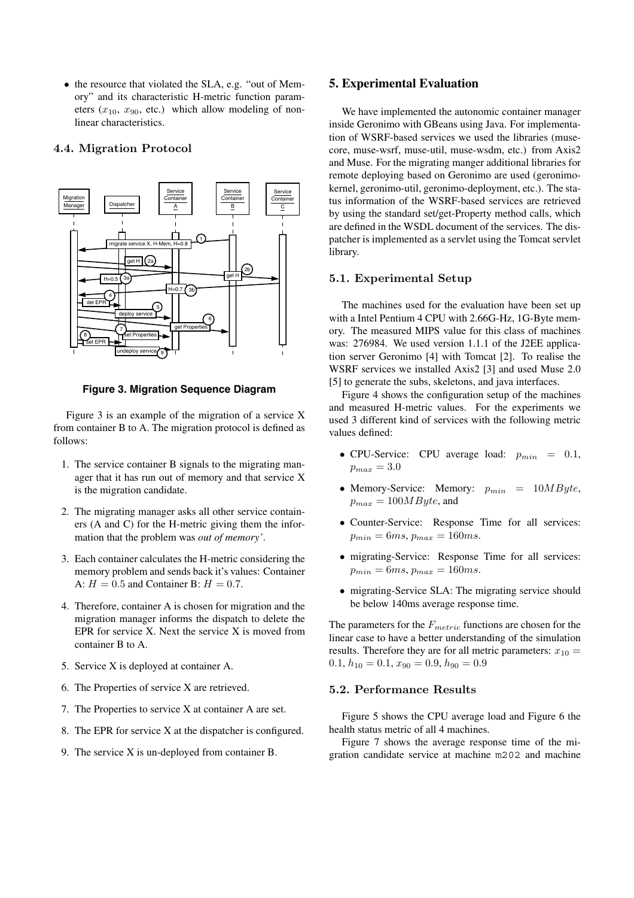- the resource that violated the SLA, e.g. "out of Memory" and its characteristic H-metric function parameters ($x_{10}$, $x_{90}$, etc.) which allow modeling of non-linear characteristics.

### 4.4. Migration Protocol

**Figure 3. Migration Sequence Diagram**

Figure 3 is an example of the migration of a service X from container B to A. The migration protocol is defined as follows:

1. The service container B signals to the migrating manager that it has run out of memory and that service X is the migration candidate.
2. The migrating manager asks all other service containers (A and C) for the H-metric giving them the information that the problem was *out of memory'*.
3. Each container calculates the H-metric considering the memory problem and sends back it's values: Container A: $H = 0.5$ and Container B: $H = 0.7$.
4. Therefore, container A is chosen for migration and the migration manager informs the dispatch to delete the EPR for service X. Next the service X is moved from container B to A.
5. Service X is deployed at container A.
6. The Properties of service X are retrieved.
7. The Properties to service X at container A are set.
8. The EPR for service X at the dispatcher is configured.
9. The service X is un-deployed from container B.

## 5. Experimental Evaluation

We have implemented the autonomic container manager inside Geronimo with GBeans using Java. For implementation of WSRF-based services we used the libraries (muse-core, muse-wsrf, muse-util, muse-wsdm, etc.) from Axis2 and Muse. For the migrating manger additional libraries for remote deploying based on Geronimo are used (geronimo-kernel, geronimo-util, geronimo-deployment, etc.). The status information of the WSRF-based services are retrieved by using the standard set/get-Property method calls, which are defined in the WSDL document of the services. The dispatcher is implemented as a servlet using the Tomcat servlet library.

### 5.1. Experimental Setup

The machines used for the evaluation have been set up with a Intel Pentium 4 CPU with 2.66G-Hz, 1G-Byte memory. The measured MIPS value for this class of machines was: 276984. We used version 1.1.1 of the J2EE application server Geronimo [4] with Tomcat [2]. To realise the WSRF services we installed Axis2 [3] and used Muse 2.0 [5] to generate the subs, skeletons, and java interfaces.

Figure 4 shows the configuration setup of the machines and measured H-metric values. For the experiments we used 3 different kind of services with the following metric values defined:

- CPU-Service: CPU average load: $p_{min} = 0.1$, $p_{max} = 3.0$
- Memory-Service: Memory: $p_{min} = 10MByte$, $p_{max} = 100MByte$, and
- Counter-Service: Response Time for all services: $p_{min} = 6ms$, $p_{max} = 160ms$.
- migrating-Service: Response Time for all services: $p_{min} = 6ms$, $p_{max} = 160ms$.
- migrating-Service SLA: The migrating service should be below 140ms average response time.

The parameters for the $F_{metric}$ functions are chosen for the linear case to have a better understanding of the simulation results. Therefore they are for all metric parameters: $x_{10} = 0.1$, $h_{10} = 0.1$, $x_{90} = 0.9$, $h_{90} = 0.9$

### 5.2. Performance Results

Figure 5 shows the CPU average load and Figure 6 the health status metric of all 4 machines.

Figure 7 shows the average response time of the migration candidate service at machine `m202` and machine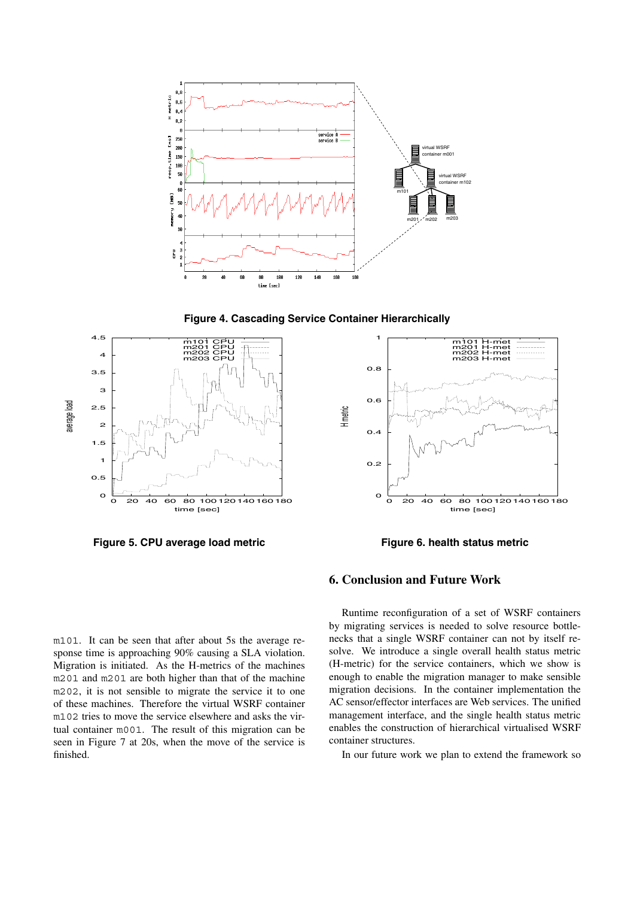**Figure 4. Cascading Service Container Hierarchically**

**Figure 5. CPU average load metric**

**Figure 6. health status metric**

m101. It can be seen that after about 5s the average response time is approaching 90% causing a SLA violation. Migration is initiated. As the H-metrics of the machines m201 and m201 are both higher than that of the machine m202, it is not sensible to migrate the service it to one of these machines. Therefore the virtual WSRF container m102 tries to move the service elsewhere and asks the virtual container m001. The result of this migration can be seen in Figure 7 at 20s, when the move of the service is finished.

## 6. Conclusion and Future Work

Runtime reconfiguration of a set of WSRF containers by migrating services is needed to solve resource bottlenecks that a single WSRF container can not by itself resolve. We introduce a single overall health status metric (H-metric) for the service containers, which we show is enough to enable the migration manager to make sensible migration decisions. In the container implementation the AC sensor/effector interfaces are Web services. The unified management interface, and the single health status metric enables the construction of hierarchical virtualised WSRF container structures.

In our future work we plan to extend the framework so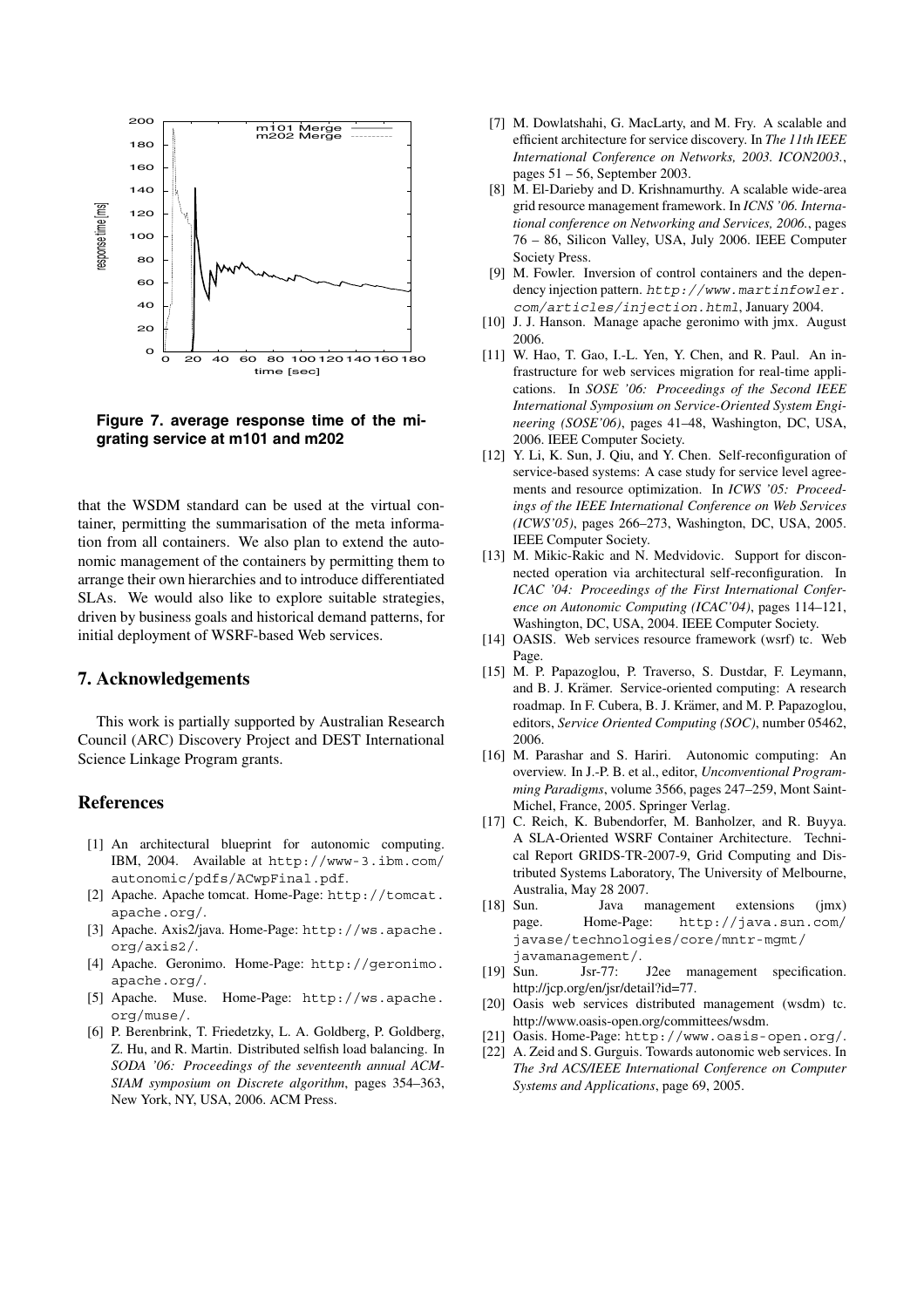200
180
160
140
120
100
80
60
40
20
0

response time [ms]

0 20 40 60 80 100 120 140 160 180

time [sec]

m101 Merge
m202 Merge

**Figure 7. average response time of the migrating service at m101 and m202**

that the WSDM standard can be used at the virtual container, permitting the summarisation of the meta information from all containers. We also plan to extend the autonomic management of the containers by permitting them to arrange their own hierarchies and to introduce differentiated SLAs. We would also like to explore suitable strategies, driven by business goals and historical demand patterns, for initial deployment of WSRF-based Web services.

## 7. Acknowledgements

This work is partially supported by Australian Research Council (ARC) Discovery Project and DEST International Science Linkage Program grants.

## References

[1] An architectural blueprint for autonomic computing. IBM, 2004. Available at http://www-3.ibm.com/autonomic/pdfs/ACwpFinal.pdf.

[2] Apache. Apache tomcat. Home-Page: http://tomcat.apache.org/.

[3] Apache. Axis2/java. Home-Page: http://ws.apache.org/axis2/.

[4] Apache. Geronimo. Home-Page: http://geronimo.apache.org/.

[5] Apache. Muse. Home-Page: http://ws.apache.org/muse/.

[6] P. Berenbrink, T. Friedetzky, L. A. Goldberg, P. Goldberg, Z. Hu, and R. Martin. Distributed selfish load balancing. In *SODA '06: Proceedings of the seventeenth annual ACM-SIAM symposium on Discrete algorithm*, pages 354–363, New York, NY, USA, 2006. ACM Press.

[7] M. Dowlatshahi, G. MacLarty, and M. Fry. A scalable and efficient architecture for service discovery. In *The 11th IEEE International Conference on Networks, 2003. ICON2003.*, pages 51 – 56, September 2003.

[8] M. El-Darieby and D. Krishnamurthy. A scalable wide-area grid resource management framework. In *ICNS '06. International conference on Networking and Services, 2006.*, pages 76 – 86, Silicon Valley, USA, July 2006. IEEE Computer Society Press.

[9] M. Fowler. Inversion of control containers and the dependency injection pattern. http://www.martinfowler.com/articles/injection.html, January 2004.

[10] J. J. Hanson. Manage apache geronimo with jmx. August 2006.

[11] W. Hao, T. Gao, I.-L. Yen, Y. Chen, and R. Paul. An infrastructure for web services migration for real-time applications. In *SOSE '06: Proceedings of the Second IEEE International Symposium on Service-Oriented System Engineering (SOSE'06)*, pages 41–48, Washington, DC, USA, 2006. IEEE Computer Society.

[12] Y. Li, K. Sun, J. Qiu, and Y. Chen. Self-reconfiguration of service-based systems: A case study for service level agreements and resource optimization. In *ICWS '05: Proceedings of the IEEE International Conference on Web Services (ICWS'05)*, pages 266–273, Washington, DC, USA, 2005. IEEE Computer Society.

[13] M. Mikic-Rakic and N. Medvidovic. Support for disconnected operation via architectural self-reconfiguration. In *ICAC '04: Proceedings of the First International Conference on Autonomic Computing (ICAC'04)*, pages 114–121, Washington, DC, USA, 2004. IEEE Computer Society.

[14] OASIS. Web services resource framework (wsrf) tc. Web Page.

[15] M. P. Papazoglou, P. Traverso, S. Dustdar, F. Leymann, and B. J. Krämer. Service-oriented computing: A research roadmap. In F. Cubera, B. J. Krämer, and M. P. Papazoglou, editors, *Service Oriented Computing (SOC)*, number 05462, 2006.

[16] M. Parashar and S. Hariri. Autonomic computing: An overview. In J.-P. B. et al., editor, *Unconventional Programming Paradigms*, volume 3566, pages 247–259, Mont Saint-Michel, France, 2005. Springer Verlag.

[17] C. Reich, K. Bubendorfer, M. Banholzer, and R. Buyya. A SLA-Oriented WSRF Container Architecture. Technical Report GRIDS-TR-2007-9, Grid Computing and Distributed Systems Laboratory, The University of Melbourne, Australia, May 28 2007.

[18] Sun. Java management extensions (jmx) page. Home-Page: http://java.sun.com/javase/technologies/core/mntr-mgmt/javamanagement/.

[19] Sun. Jsr-77: J2ee management specification. http://jcp.org/en/jsr/detail?id=77.

[20] Oasis web services distributed management (wsdm) tc. http://www.oasis-open.org/committees/wsdm.

[21] Oasis. Home-Page: http://www.oasis-open.org/.

[22] A. Zeid and S. Gurguis. Towards autonomic web services. In *The 3rd ACS/IEEE International Conference on Computer Systems and Applications*, page 69, 2005.